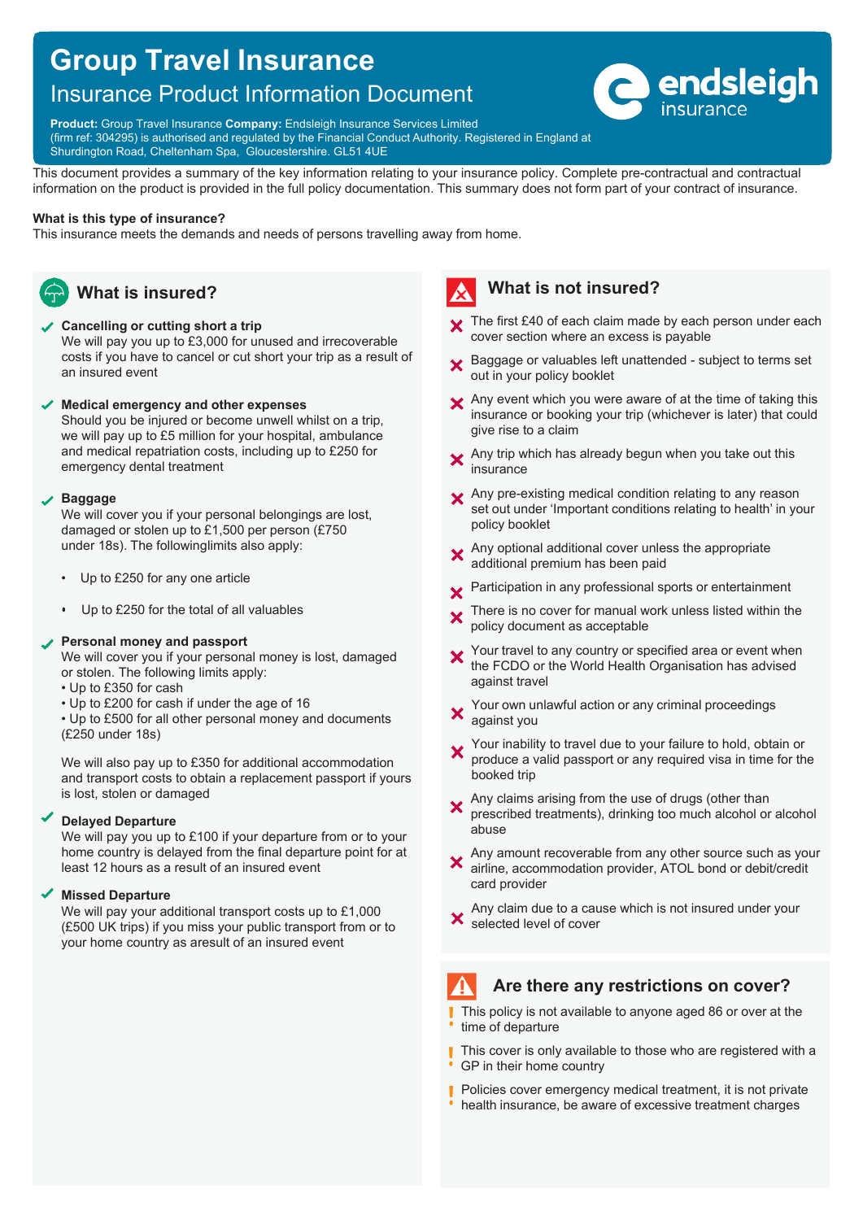# Group Travel Insurance

## Insurance Product Information Document

**Product:** Group Travel Insurance **Company:** Endsleigh Insurance Services Limited (firm ref: 304295) is authorised and regulated by the Financial Conduct Authority. Registered in England at Shurdington Road, Cheltenham Spa, Gloucestershire. GL51 4UE

This document provides a summary of the key information relating to your insurance policy. Complete pre-contractual and contractual information on the product is provided in the full policy documentation. This summary does not form part of your contract of insurance.

**What is this type of insurance?**

This insurance meets the demands and needs of persons travelling away from home.

## What is insured?

- **Cancelling or cutting short a trip**
  We will pay you up to £3,000 for unused and irrecoverable costs if you have to cancel or cut short your trip as a result of an insured event

- **Medical emergency and other expenses**
  Should you be injured or become unwell whilst on a trip, we will pay up to £5 million for your hospital, ambulance and medical repatriation costs, including up to £250 for emergency dental treatment

- **Baggage**
  We will cover you if your personal belongings are lost, damaged or stolen up to £1,500 per person (£750 under 18s). The followinglimits also apply:
  - Up to £250 for any one article
  - Up to £250 for the total of all valuables

- **Personal money and passport**
  We will cover you if your personal money is lost, damaged or stolen. The following limits apply:
  - Up to £350 for cash
  - Up to £200 for cash if under the age of 16
  - Up to £500 for all other personal money and documents (£250 under 18s)

  We will also pay up to £350 for additional accommodation and transport costs to obtain a replacement passport if yours is lost, stolen or damaged

- **Delayed Departure**
  We will pay you up to £100 if your departure from or to your home country is delayed from the final departure point for at least 12 hours as a result of an insured event

- **Missed Departure**
  We will pay your additional transport costs up to £1,000 (£500 UK trips) if you miss your public transport from or to your home country as aresult of an insured event

## What is not insured?

- The first £40 of each claim made by each person under each cover section where an excess is payable
- Baggage or valuables left unattended - subject to terms set out in your policy booklet
- Any event which you were aware of at the time of taking this insurance or booking your trip (whichever is later) that could give rise to a claim
- Any trip which has already begun when you take out this insurance
- Any pre-existing medical condition relating to any reason set out under 'Important conditions relating to health' in your policy booklet
- Any optional additional cover unless the appropriate additional premium has been paid
- Participation in any professional sports or entertainment
- There is no cover for manual work unless listed within the policy document as acceptable
- Your travel to any country or specified area or event when the FCDO or the World Health Organisation has advised against travel
- Your own unlawful action or any criminal proceedings against you
- Your inability to travel due to your failure to hold, obtain or produce a valid passport or any required visa in time for the booked trip
- Any claims arising from the use of drugs (other than prescribed treatments), drinking too much alcohol or alcohol abuse
- Any amount recoverable from any other source such as your airline, accommodation provider, ATOL bond or debit/credit card provider
- Any claim due to a cause which is not insured under your selected level of cover

## Are there any restrictions on cover?

- This policy is not available to anyone aged 86 or over at the time of departure
- This cover is only available to those who are registered with a GP in their home country
- Policies cover emergency medical treatment, it is not private health insurance, be aware of excessive treatment charges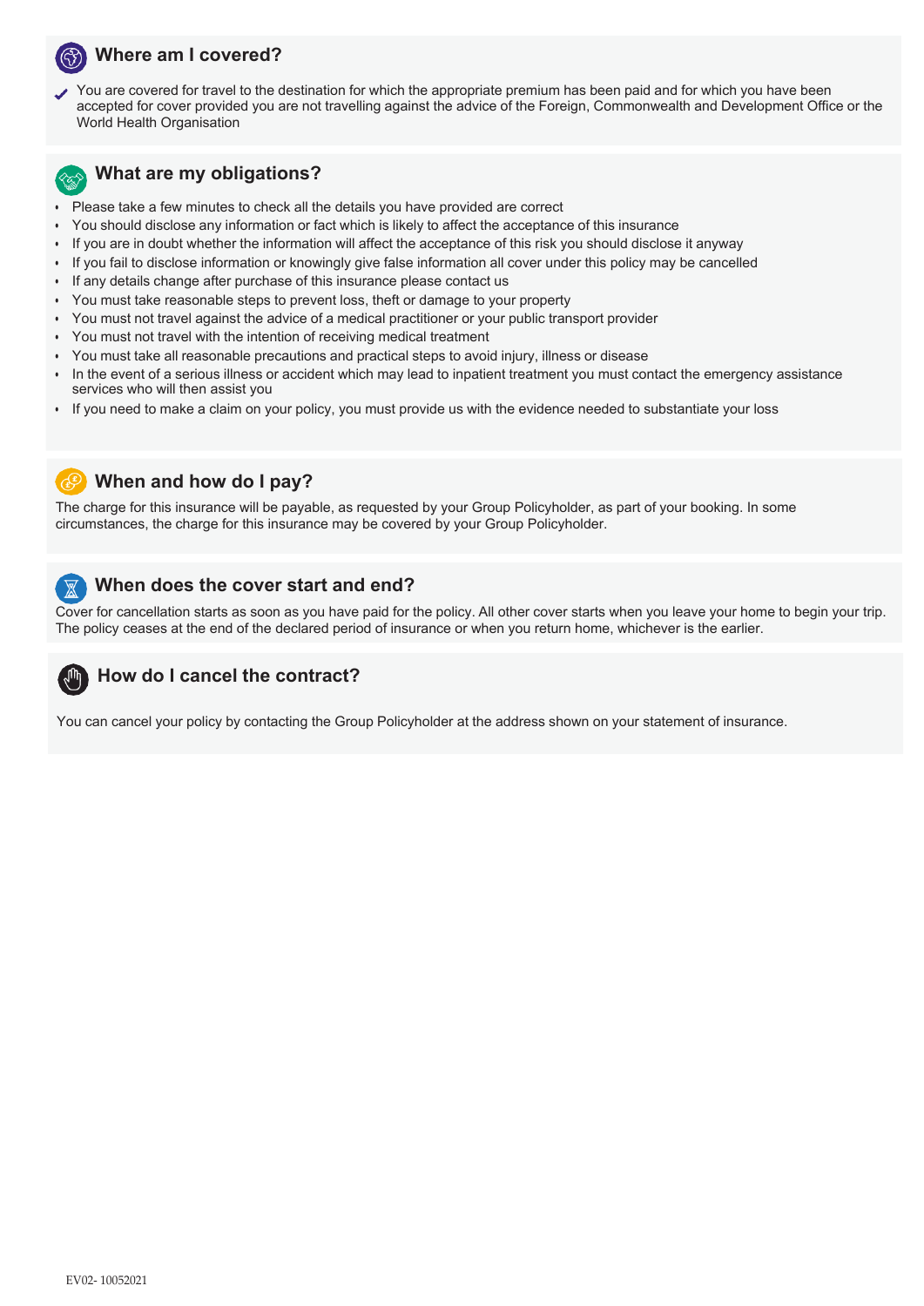## Where am I covered?

- ✔ You are covered for travel to the destination for which the appropriate premium has been paid and for which you have been accepted for cover provided you are not travelling against the advice of the Foreign, Commonwealth and Development Office or the World Health Organisation

## What are my obligations?

- Please take a few minutes to check all the details you have provided are correct
- You should disclose any information or fact which is likely to affect the acceptance of this insurance
- If you are in doubt whether the information will affect the acceptance of this risk you should disclose it anyway
- If you fail to disclose information or knowingly give false information all cover under this policy may be cancelled
- If any details change after purchase of this insurance please contact us
- You must take reasonable steps to prevent loss, theft or damage to your property
- You must not travel against the advice of a medical practitioner or your public transport provider
- You must not travel with the intention of receiving medical treatment
- You must take all reasonable precautions and practical steps to avoid injury, illness or disease
- In the event of a serious illness or accident which may lead to inpatient treatment you must contact the emergency assistance services who will then assist you
- If you need to make a claim on your policy, you must provide us with the evidence needed to substantiate your loss

## When and how do I pay?

The charge for this insurance will be payable, as requested by your Group Policyholder, as part of your booking. In some circumstances, the charge for this insurance may be covered by your Group Policyholder.

## When does the cover start and end?

Cover for cancellation starts as soon as you have paid for the policy. All other cover starts when you leave your home to begin your trip. The policy ceases at the end of the declared period of insurance or when you return home, whichever is the earlier.

## How do I cancel the contract?

You can cancel your policy by contacting the Group Policyholder at the address shown on your statement of insurance.

EV02- 10052021